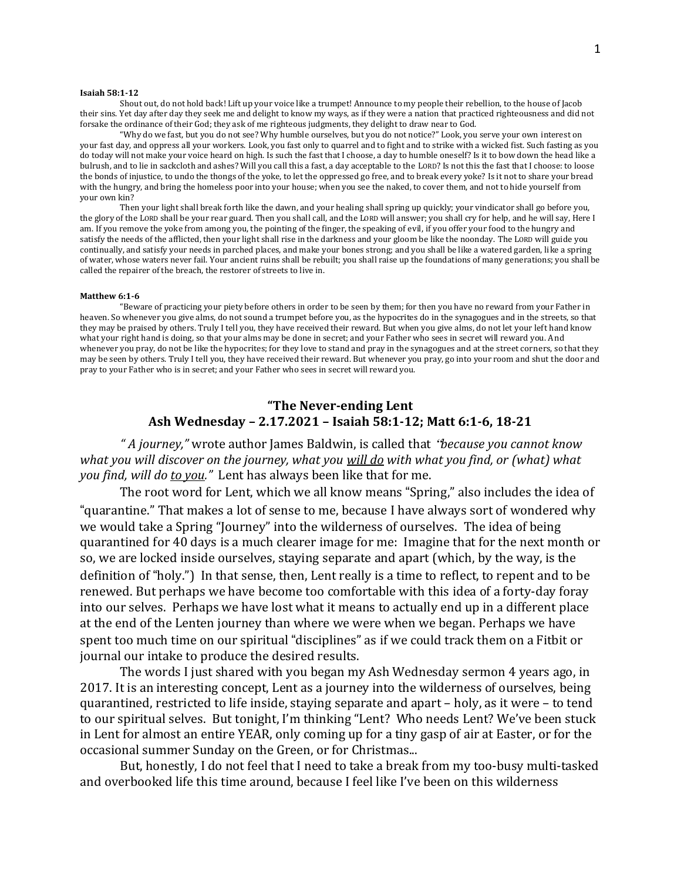**Isaiah 58:1-12**

Shout out, do not hold back! Lift up your voice like a trumpet! Announce to my people their rebellion, to the house of Jacob their sins. Yet day after day they seek me and delight to know my ways, as if they were a nation that practiced righteousness and did not forsake the ordinance of their God; they ask of me righteous judgments, they delight to draw near to God.

"Why do we fast, but you do not see? Why humble ourselves, but you do not notice?" Look, you serve your own interest on your fast day, and oppress all your workers. Look, you fast only to quarrel and to fight and to strike with a wicked fist. Such fasting as you do today will not make your voice heard on high. Is such the fast that I choose, a day to humble oneself? Is it to bow down the head like a bulrush, and to lie in sackcloth and ashes? Will you call this a fast, a day acceptable to the LORD? Is not this the fast that I choose: to loose the bonds of injustice, to undo the thongs of the yoke, to let the oppressed go free, and to break every yoke? Is it not to share your bread with the hungry, and bring the homeless poor into your house; when you see the naked, to cover them, and not to hide yourself from your own kin?

Then your light shall break forth like the dawn, and your healing shall spring up quickly; your vindicator shall go before you, the glory of the LORD shall be your rear guard. Then you shall call, and the LORD will answer; you shall cry for help, and he will say, Here I am. If you remove the yoke from among you, the pointing of the finger, the speaking of evil, if you offer your food to the hungry and satisfy the needs of the afflicted, then your light shall rise in the darkness and your gloom be like the noonday. The LORD will guide you continually, and satisfy your needs in parched places, and make your bones strong; and you shall be like a watered garden, like a spring of water, whose waters never fail. Your ancient ruins shall be rebuilt; you shall raise up the foundations of many generations; you shall be called the repairer of the breach, the restorer of streets to live in.

**Matthew 6:1-6**

"Beware of practicing your piety before others in order to be seen by them; for then you have no reward from your Father in heaven. So whenever you give alms, do not sound a trumpet before you, as the hypocrites do in the synagogues and in the streets, so that they may be praised by others. Truly I tell you, they have received their reward. But when you give alms, do not let your left hand know what your right hand is doing, so that your alms may be done in secret; and your Father who sees in secret will reward you. And whenever you pray, do not be like the hypocrites; for they love to stand and pray in the synagogues and at the street corners, so that they may be seen by others. Truly I tell you, they have received their reward. But whenever you pray, go into your room and shut the door and pray to your Father who is in secret; and your Father who sees in secret will reward you.

## "The Never-ending Lent
## Ash Wednesday – 2.17.2021 – Isaiah 58:1-12; Matt 6:1-6, 18-21

*" A journey,"* wrote author James Baldwin, is called that *"because you cannot know what you will discover on the journey, what you will do with what you find, or (what) what you find, will do to you."* Lent has always been like that for me.

The root word for Lent, which we all know means "Spring," also includes the idea of "quarantine." That makes a lot of sense to me, because I have always sort of wondered why we would take a Spring "Journey" into the wilderness of ourselves. The idea of being quarantined for 40 days is a much clearer image for me: Imagine that for the next month or so, we are locked inside ourselves, staying separate and apart (which, by the way, is the definition of "holy.") In that sense, then, Lent really is a time to reflect, to repent and to be renewed. But perhaps we have become too comfortable with this idea of a forty-day foray into our selves. Perhaps we have lost what it means to actually end up in a different place at the end of the Lenten journey than where we were when we began. Perhaps we have spent too much time on our spiritual "disciplines" as if we could track them on a Fitbit or journal our intake to produce the desired results.

The words I just shared with you began my Ash Wednesday sermon 4 years ago, in 2017. It is an interesting concept, Lent as a journey into the wilderness of ourselves, being quarantined, restricted to life inside, staying separate and apart – holy, as it were – to tend to our spiritual selves. But tonight, I'm thinking "Lent? Who needs Lent? We've been stuck in Lent for almost an entire YEAR, only coming up for a tiny gasp of air at Easter, or for the occasional summer Sunday on the Green, or for Christmas...

But, honestly, I do not feel that I need to take a break from my too-busy multi-tasked and overbooked life this time around, because I feel like I've been on this wilderness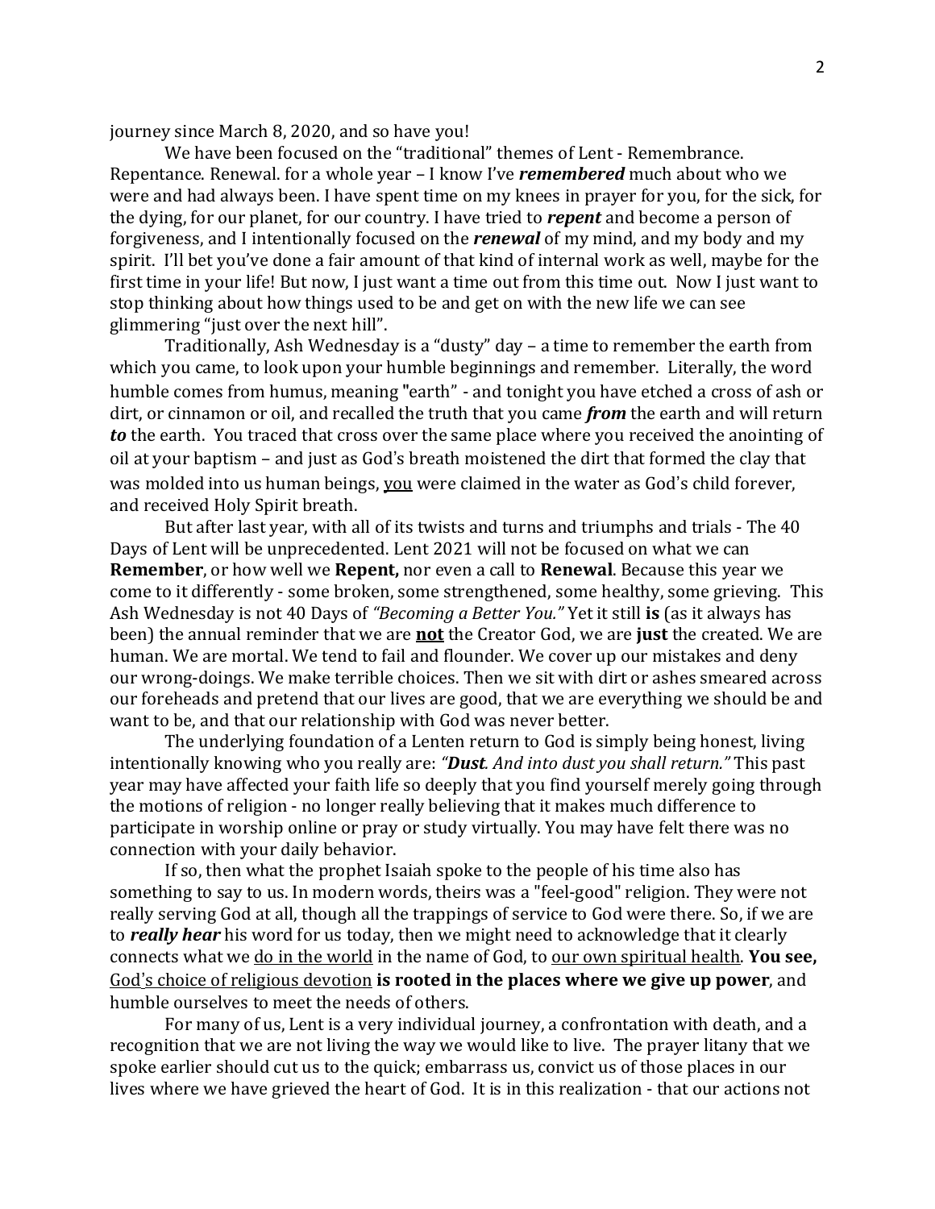journey since March 8, 2020, and so have you!

We have been focused on the "traditional" themes of Lent - Remembrance. Repentance. Renewal. for a whole year – I know I've ***remembered*** much about who we were and had always been. I have spent time on my knees in prayer for you, for the sick, for the dying, for our planet, for our country. I have tried to ***repent*** and become a person of forgiveness, and I intentionally focused on the ***renewal*** of my mind, and my body and my spirit. I'll bet you've done a fair amount of that kind of internal work as well, maybe for the first time in your life! But now, I just want a time out from this time out. Now I just want to stop thinking about how things used to be and get on with the new life we can see glimmering "just over the next hill".

Traditionally, Ash Wednesday is a "dusty" day – a time to remember the earth from which you came, to look upon your humble beginnings and remember. Literally, the word humble comes from humus, meaning "earth" - and tonight you have etched a cross of ash or dirt, or cinnamon or oil, and recalled the truth that you came ***from*** the earth and will return ***to*** the earth. You traced that cross over the same place where you received the anointing of oil at your baptism – and just as God's breath moistened the dirt that formed the clay that was molded into us human beings, <u>you</u> were claimed in the water as God's child forever, and received Holy Spirit breath.

But after last year, with all of its twists and turns and triumphs and trials - The 40 Days of Lent will be unprecedented. Lent 2021 will not be focused on what we can **Remember**, or how well we **Repent,** nor even a call to **Renewal**. Because this year we come to it differently - some broken, some strengthened, some healthy, some grieving. This Ash Wednesday is not 40 Days of *"Becoming a Better You."* Yet it still **is** (as it always has been) the annual reminder that we are <u>**not**</u> the Creator God, we are **just** the created. We are human. We are mortal. We tend to fail and flounder. We cover up our mistakes and deny our wrong-doings. We make terrible choices. Then we sit with dirt or ashes smeared across our foreheads and pretend that our lives are good, that we are everything we should be and want to be, and that our relationship with God was never better.

The underlying foundation of a Lenten return to God is simply being honest, living intentionally knowing who you really are: *"**Dust**. And into dust you shall return."* This past year may have affected your faith life so deeply that you find yourself merely going through the motions of religion - no longer really believing that it makes much difference to participate in worship online or pray or study virtually. You may have felt there was no connection with your daily behavior.

If so, then what the prophet Isaiah spoke to the people of his time also has something to say to us. In modern words, theirs was a "feel-good" religion. They were not really serving God at all, though all the trappings of service to God were there. So, if we are to ***really hear*** his word for us today, then we might need to acknowledge that it clearly connects what we <u>do in the world</u> in the name of God, to <u>our own spiritual health</u>. **You see,** <u>God's choice of religious devotion</u> **is rooted in the places where we give up power**, and humble ourselves to meet the needs of others.

For many of us, Lent is a very individual journey, a confrontation with death, and a recognition that we are not living the way we would like to live. The prayer litany that we spoke earlier should cut us to the quick; embarrass us, convict us of those places in our lives where we have grieved the heart of God. It is in this realization - that our actions not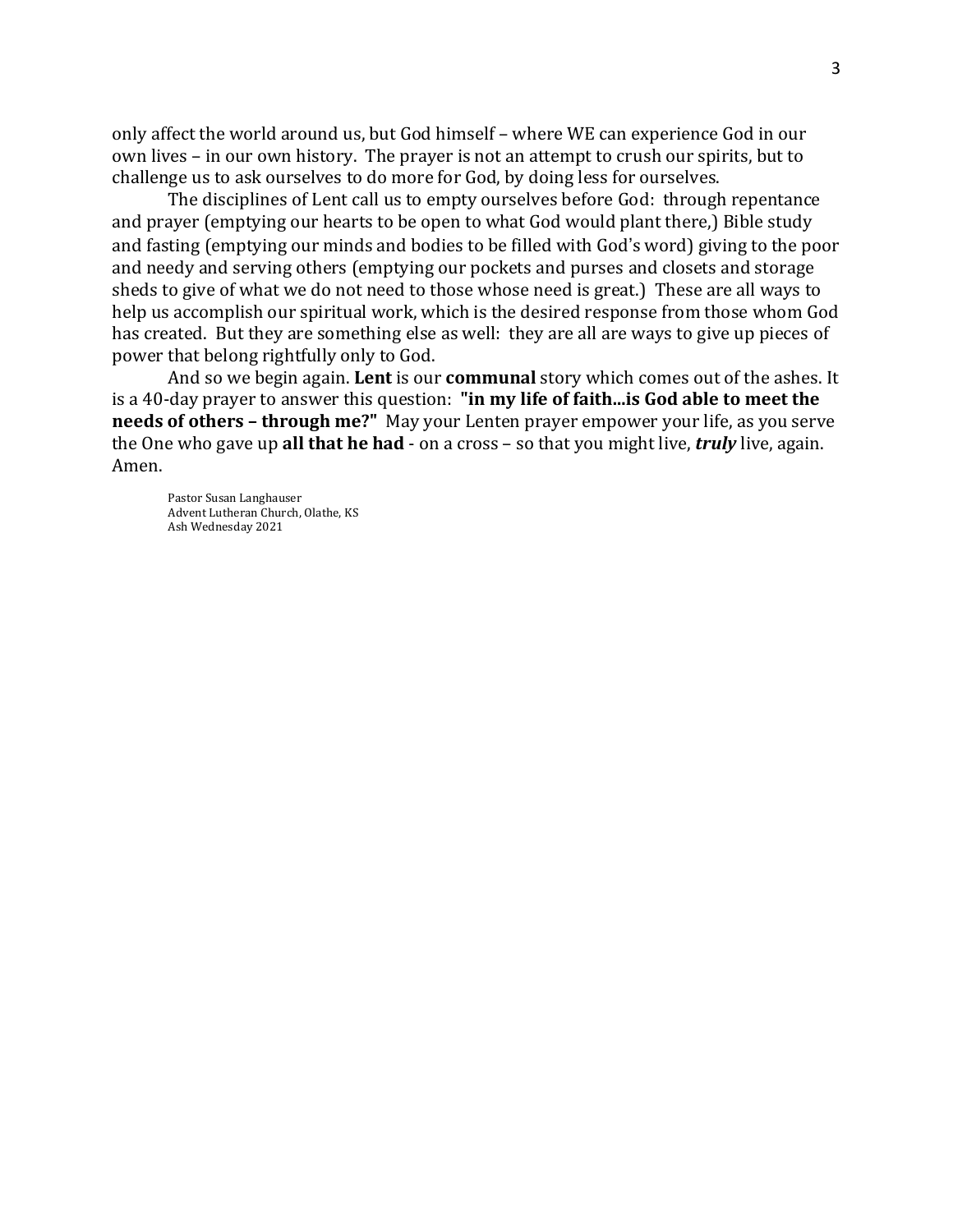only affect the world around us, but God himself – where WE can experience God in our own lives – in our own history. The prayer is not an attempt to crush our spirits, but to challenge us to ask ourselves to do more for God, by doing less for ourselves.

The disciplines of Lent call us to empty ourselves before God: through repentance and prayer (emptying our hearts to be open to what God would plant there,) Bible study and fasting (emptying our minds and bodies to be filled with God's word) giving to the poor and needy and serving others (emptying our pockets and purses and closets and storage sheds to give of what we do not need to those whose need is great.) These are all ways to help us accomplish our spiritual work, which is the desired response from those whom God has created. But they are something else as well: they are all are ways to give up pieces of power that belong rightfully only to God.

And so we begin again. **Lent** is our **communal** story which comes out of the ashes. It is a 40-day prayer to answer this question: **"in my life of faith…is God able to meet the needs of others – through me?"** May your Lenten prayer empower your life, as you serve the One who gave up **all that he had** - on a cross – so that you might live, ***truly*** live, again. Amen.

Pastor Susan Langhauser
Advent Lutheran Church, Olathe, KS
Ash Wednesday 2021